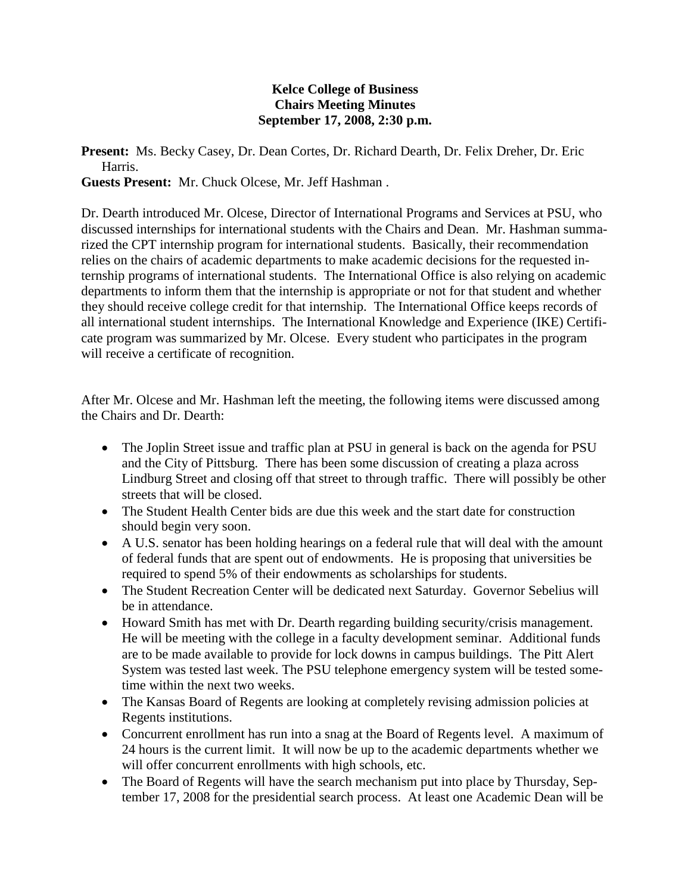**Kelce College of Business**
**Chairs Meeting Minutes**
**September 17, 2008, 2:30 p.m.**

**Present:** Ms. Becky Casey, Dr. Dean Cortes, Dr. Richard Dearth, Dr. Felix Dreher, Dr. Eric Harris.
**Guests Present:** Mr. Chuck Olcese, Mr. Jeff Hashman .

Dr. Dearth introduced Mr. Olcese, Director of International Programs and Services at PSU, who discussed internships for international students with the Chairs and Dean. Mr. Hashman summarized the CPT internship program for international students. Basically, their recommendation relies on the chairs of academic departments to make academic decisions for the requested internship programs of international students. The International Office is also relying on academic departments to inform them that the internship is appropriate or not for that student and whether they should receive college credit for that internship. The International Office keeps records of all international student internships. The International Knowledge and Experience (IKE) Certificate program was summarized by Mr. Olcese. Every student who participates in the program will receive a certificate of recognition.

After Mr. Olcese and Mr. Hashman left the meeting, the following items were discussed among the Chairs and Dr. Dearth:

- The Joplin Street issue and traffic plan at PSU in general is back on the agenda for PSU and the City of Pittsburg. There has been some discussion of creating a plaza across Lindburg Street and closing off that street to through traffic. There will possibly be other streets that will be closed.
- The Student Health Center bids are due this week and the start date for construction should begin very soon.
- A U.S. senator has been holding hearings on a federal rule that will deal with the amount of federal funds that are spent out of endowments. He is proposing that universities be required to spend 5% of their endowments as scholarships for students.
- The Student Recreation Center will be dedicated next Saturday. Governor Sebelius will be in attendance.
- Howard Smith has met with Dr. Dearth regarding building security/crisis management. He will be meeting with the college in a faculty development seminar. Additional funds are to be made available to provide for lock downs in campus buildings. The Pitt Alert System was tested last week. The PSU telephone emergency system will be tested sometime within the next two weeks.
- The Kansas Board of Regents are looking at completely revising admission policies at Regents institutions.
- Concurrent enrollment has run into a snag at the Board of Regents level. A maximum of 24 hours is the current limit. It will now be up to the academic departments whether we will offer concurrent enrollments with high schools, etc.
- The Board of Regents will have the search mechanism put into place by Thursday, September 17, 2008 for the presidential search process. At least one Academic Dean will be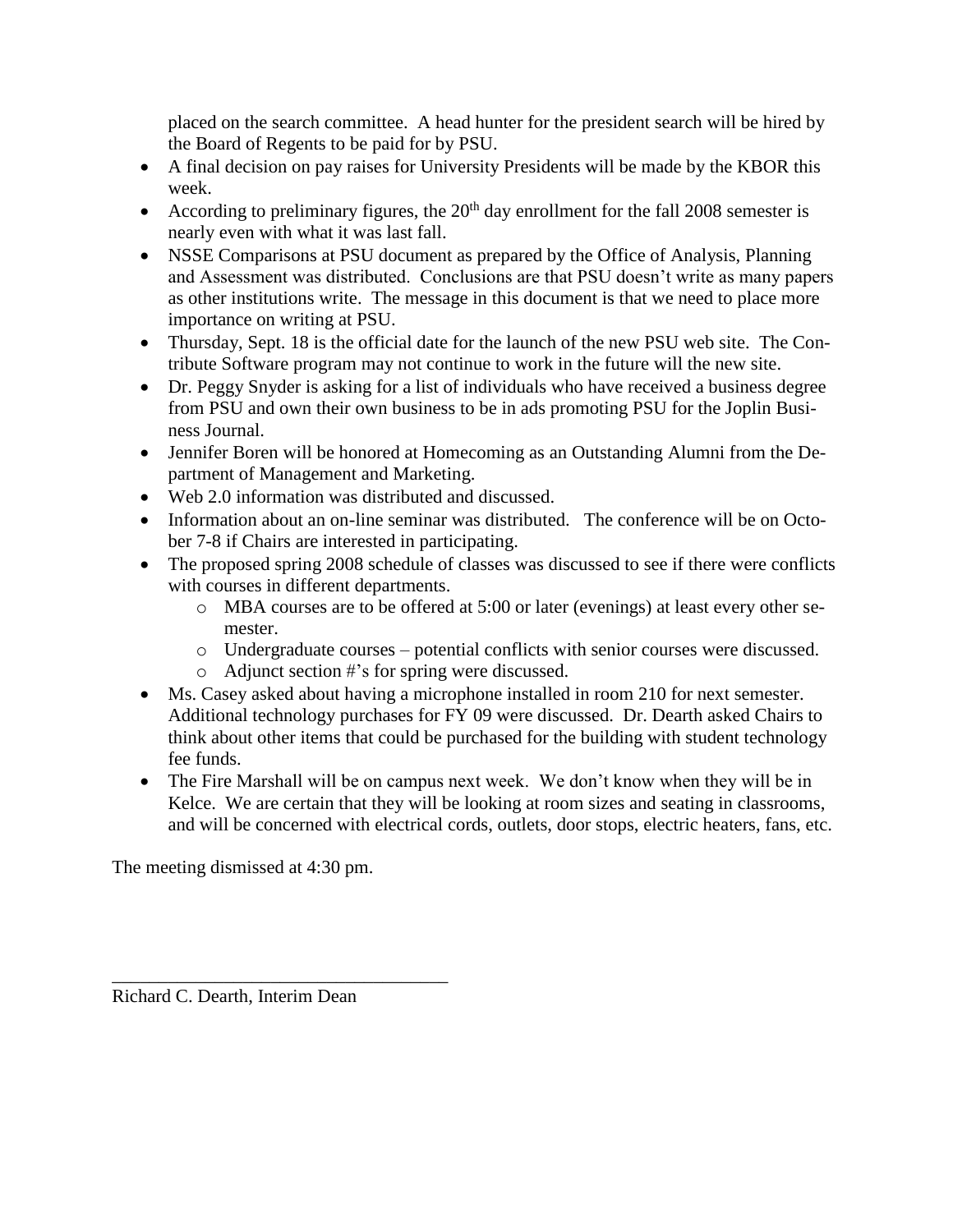placed on the search committee. A head hunter for the president search will be hired by the Board of Regents to be paid for by PSU.

- A final decision on pay raises for University Presidents will be made by the KBOR this week.
- According to preliminary figures, the 20th day enrollment for the fall 2008 semester is nearly even with what it was last fall.
- NSSE Comparisons at PSU document as prepared by the Office of Analysis, Planning and Assessment was distributed. Conclusions are that PSU doesn't write as many papers as other institutions write. The message in this document is that we need to place more importance on writing at PSU.
- Thursday, Sept. 18 is the official date for the launch of the new PSU web site. The Contribute Software program may not continue to work in the future will the new site.
- Dr. Peggy Snyder is asking for a list of individuals who have received a business degree from PSU and own their own business to be in ads promoting PSU for the Joplin Business Journal.
- Jennifer Boren will be honored at Homecoming as an Outstanding Alumni from the Department of Management and Marketing.
- Web 2.0 information was distributed and discussed.
- Information about an on-line seminar was distributed. The conference will be on October 7-8 if Chairs are interested in participating.
- The proposed spring 2008 schedule of classes was discussed to see if there were conflicts with courses in different departments.
    - MBA courses are to be offered at 5:00 or later (evenings) at least every other semester.
    - Undergraduate courses – potential conflicts with senior courses were discussed.
    - Adjunct section #'s for spring were discussed.
- Ms. Casey asked about having a microphone installed in room 210 for next semester. Additional technology purchases for FY 09 were discussed. Dr. Dearth asked Chairs to think about other items that could be purchased for the building with student technology fee funds.
- The Fire Marshall will be on campus next week. We don't know when they will be in Kelce. We are certain that they will be looking at room sizes and seating in classrooms, and will be concerned with electrical cords, outlets, door stops, electric heaters, fans, etc.

The meeting dismissed at 4:30 pm.

_____________________________________

Richard C. Dearth, Interim Dean